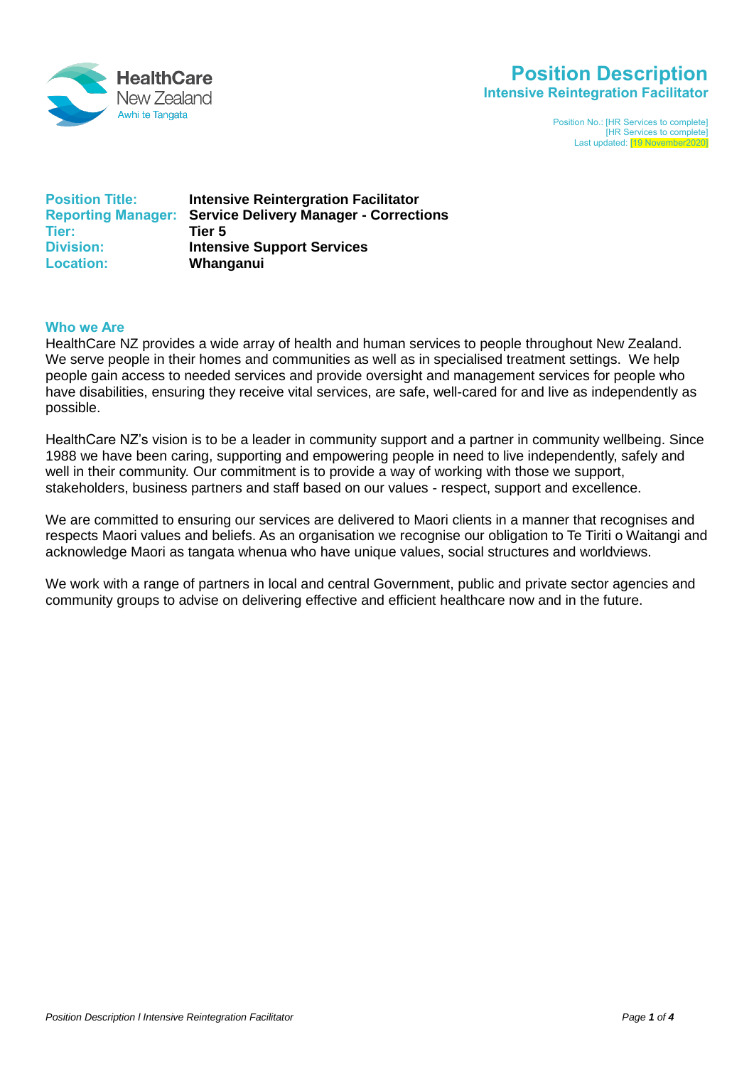HealthCare New Zealand
Awhi te Tangata

# Position Description
## Intensive Reintegration Facilitator

Position No.: [HR Services to complete]
[HR Services to complete]
Last updated: [19 November2020]

**Position Title:** **Intensive Reintergration Facilitator**
**Reporting Manager:** **Service Delivery Manager - Corrections**
**Tier:** **Tier 5**
**Division:** **Intensive Support Services**
**Location:** **Whanganui**

### Who we Are

HealthCare NZ provides a wide array of health and human services to people throughout New Zealand. We serve people in their homes and communities as well as in specialised treatment settings. We help people gain access to needed services and provide oversight and management services for people who have disabilities, ensuring they receive vital services, are safe, well-cared for and live as independently as possible.

HealthCare NZ's vision is to be a leader in community support and a partner in community wellbeing. Since 1988 we have been caring, supporting and empowering people in need to live independently, safely and well in their community. Our commitment is to provide a way of working with those we support, stakeholders, business partners and staff based on our values - respect, support and excellence.

We are committed to ensuring our services are delivered to Maori clients in a manner that recognises and respects Maori values and beliefs. As an organisation we recognise our obligation to Te Tiriti o Waitangi and acknowledge Maori as tangata whenua who have unique values, social structures and worldviews.

We work with a range of partners in local and central Government, public and private sector agencies and community groups to advise on delivering effective and efficient healthcare now and in the future.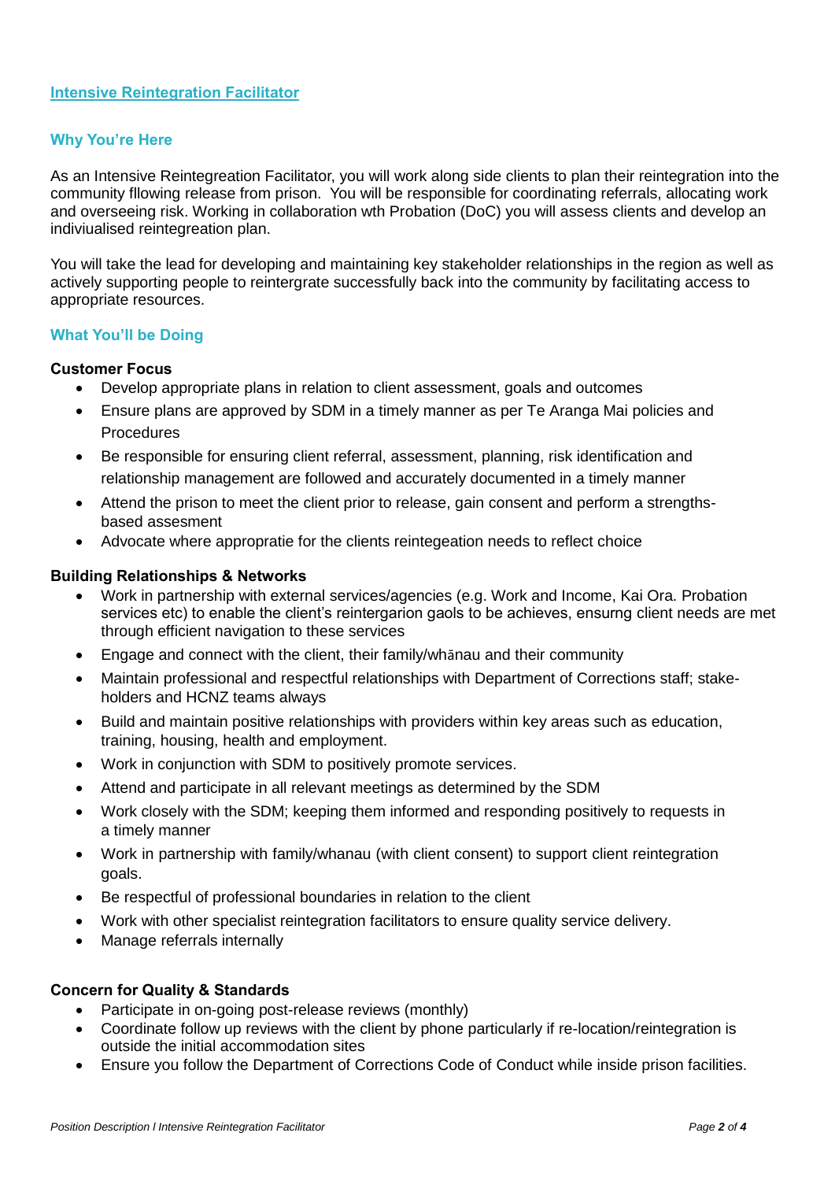## Intensive Reintegration Facilitator

### Why You're Here

As an Intensive Reintegreation Facilitator, you will work along side clients to plan their reintegration into the community fllowing release from prison. You will be responsible for coordinating referrals, allocating work and overseeing risk. Working in collaboration wth Probation (DoC) you will assess clients and develop an indiviualised reintegreation plan.

You will take the lead for developing and maintaining key stakeholder relationships in the region as well as actively supporting people to reintergrate successfully back into the community by facilitating access to appropriate resources.

### What You'll be Doing

**Customer Focus**

- Develop appropriate plans in relation to client assessment, goals and outcomes
- Ensure plans are approved by SDM in a timely manner as per Te Aranga Mai policies and Procedures
- Be responsible for ensuring client referral, assessment, planning, risk identification and relationship management are followed and accurately documented in a timely manner
- Attend the prison to meet the client prior to release, gain consent and perform a strengths-based assesment
- Advocate where appropratie for the clients reintegeation needs to reflect choice

**Building Relationships & Networks**

- Work in partnership with external services/agencies (e.g. Work and Income, Kai Ora. Probation services etc) to enable the client's reintergarion gaols to be achieves, ensurng client needs are met through efficient navigation to these services
- Engage and connect with the client, their family/whānau and their community
- Maintain professional and respectful relationships with Department of Corrections staff; stake-holders and HCNZ teams always
- Build and maintain positive relationships with providers within key areas such as education, training, housing, health and employment.
- Work in conjunction with SDM to positively promote services.
- Attend and participate in all relevant meetings as determined by the SDM
- Work closely with the SDM; keeping them informed and responding positively to requests in a timely manner
- Work in partnership with family/whanau (with client consent) to support client reintegration goals.
- Be respectful of professional boundaries in relation to the client
- Work with other specialist reintegration facilitators to ensure quality service delivery.
- Manage referrals internally

**Concern for Quality & Standards**

- Participate in on-going post-release reviews (monthly)
- Coordinate follow up reviews with the client by phone particularly if re-location/reintegration is outside the initial accommodation sites
- Ensure you follow the Department of Corrections Code of Conduct while inside prison facilities.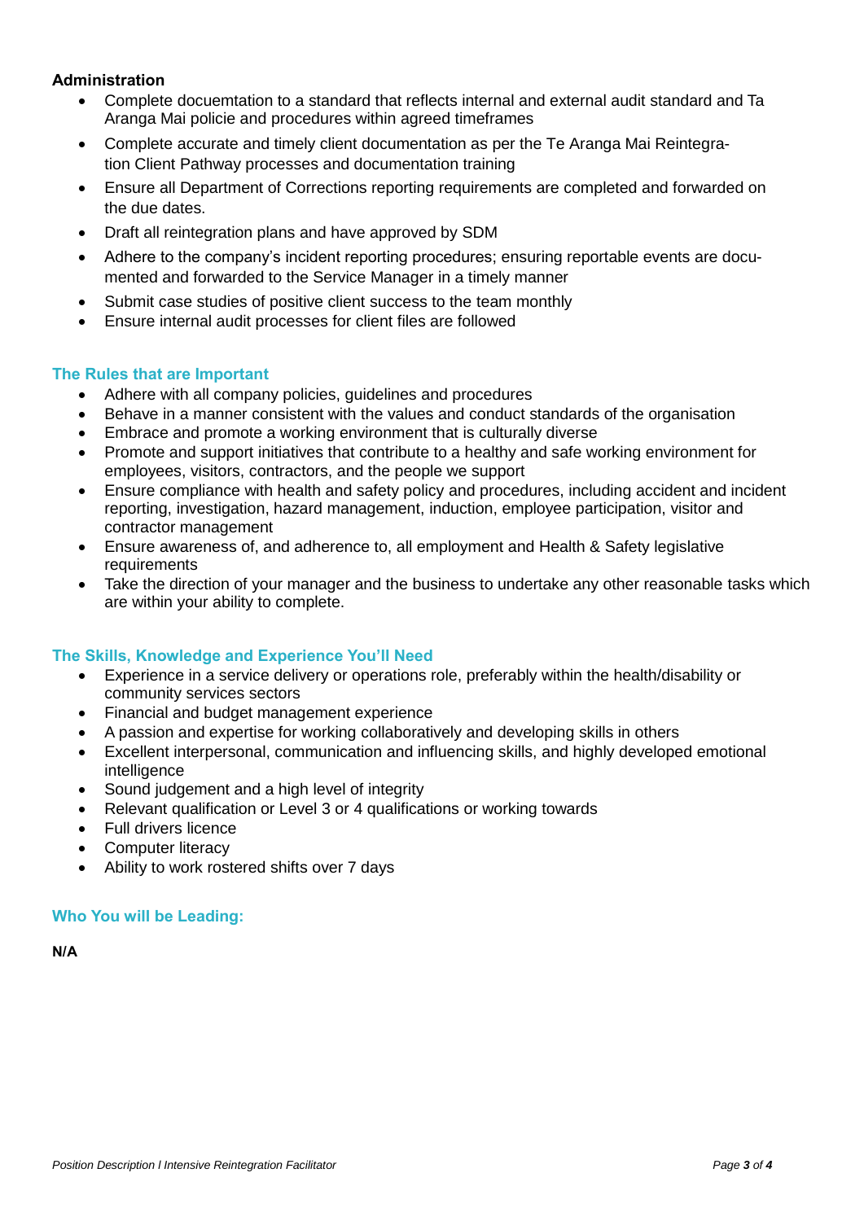**Administration**

- Complete docuemtation to a standard that reflects internal and external audit standard and Ta Aranga Mai policie and procedures within agreed timeframes
- Complete accurate and timely client documentation as per the Te Aranga Mai Reintegration Client Pathway processes and documentation training
- Ensure all Department of Corrections reporting requirements are completed and forwarded on the due dates.
- Draft all reintegration plans and have approved by SDM
- Adhere to the company's incident reporting procedures; ensuring reportable events are documented and forwarded to the Service Manager in a timely manner
- Submit case studies of positive client success to the team monthly
- Ensure internal audit processes for client files are followed

## The Rules that are Important

- Adhere with all company policies, guidelines and procedures
- Behave in a manner consistent with the values and conduct standards of the organisation
- Embrace and promote a working environment that is culturally diverse
- Promote and support initiatives that contribute to a healthy and safe working environment for employees, visitors, contractors, and the people we support
- Ensure compliance with health and safety policy and procedures, including accident and incident reporting, investigation, hazard management, induction, employee participation, visitor and contractor management
- Ensure awareness of, and adherence to, all employment and Health & Safety legislative requirements
- Take the direction of your manager and the business to undertake any other reasonable tasks which are within your ability to complete.

## The Skills, Knowledge and Experience You'll Need

- Experience in a service delivery or operations role, preferably within the health/disability or community services sectors
- Financial and budget management experience
- A passion and expertise for working collaboratively and developing skills in others
- Excellent interpersonal, communication and influencing skills, and highly developed emotional intelligence
- Sound judgement and a high level of integrity
- Relevant qualification or Level 3 or 4 qualifications or working towards
- Full drivers licence
- Computer literacy
- Ability to work rostered shifts over 7 days

## Who You will be Leading:

**N/A**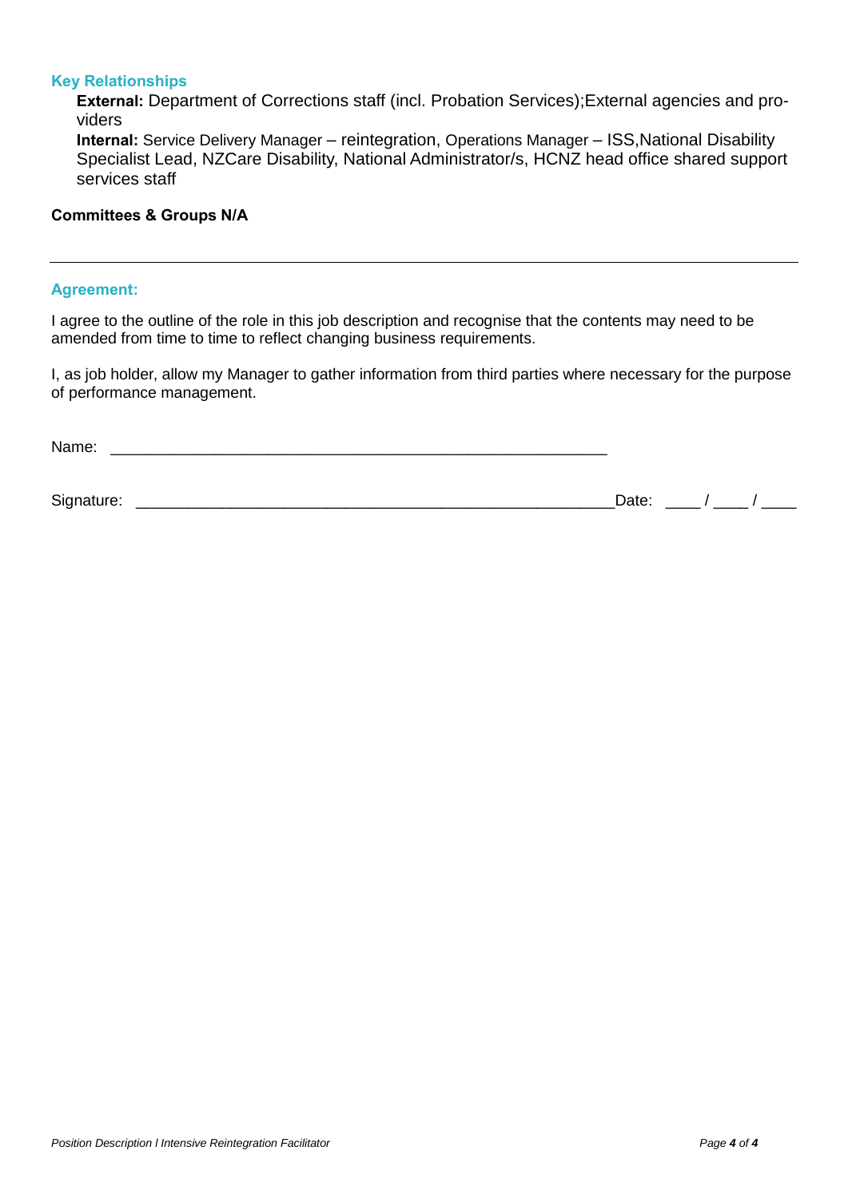### Key Relationships

**External:** Department of Corrections staff (incl. Probation Services);External agencies and providers

**Internal:** Service Delivery Manager – reintegration, Operations Manager – ISS,National Disability Specialist Lead, NZCare Disability, National Administrator/s, HCNZ head office shared support services staff

**Committees & Groups N/A**

---

### Agreement:

I agree to the outline of the role in this job description and recognise that the contents may need to be amended from time to time to reflect changing business requirements.

I, as job holder, allow my Manager to gather information from third parties where necessary for the purpose of performance management.

Name: ____________________________________________________________

Signature: __________________________________________________________Date: ____ / ____ / ____